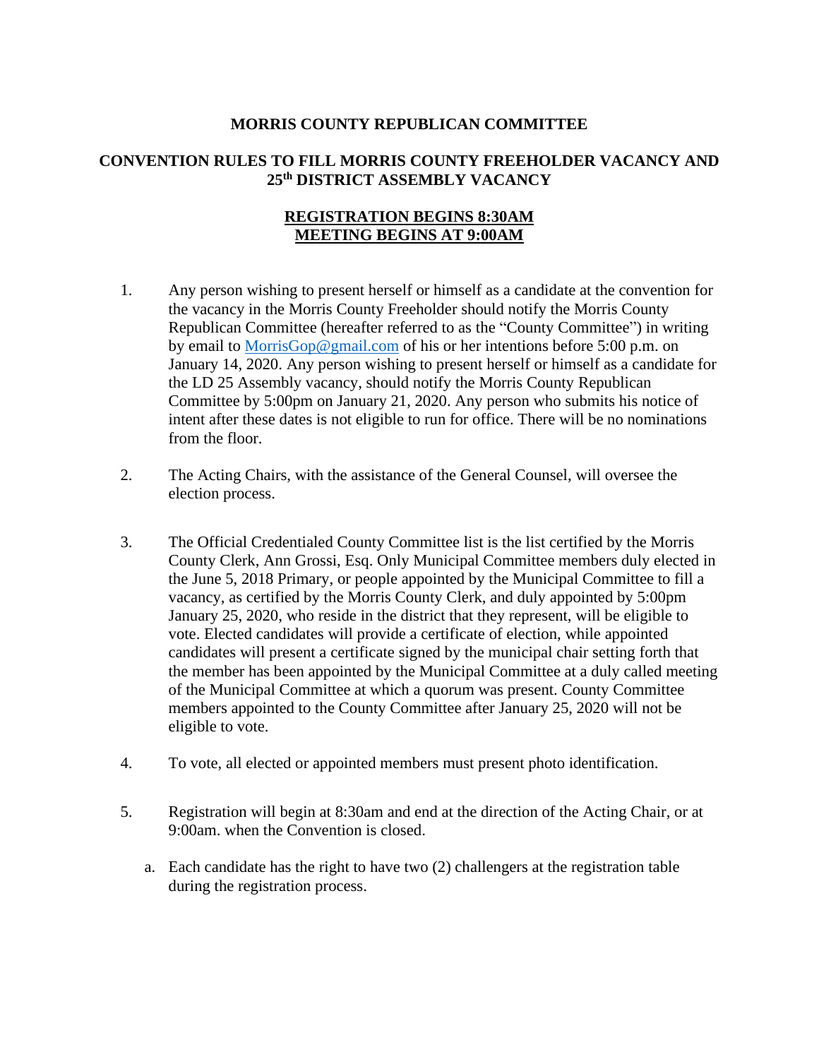# MORRIS COUNTY REPUBLICAN COMMITTEE

## CONVENTION RULES TO FILL MORRIS COUNTY FREEHOLDER VACANCY AND 25th DISTRICT ASSEMBLY VACANCY

**REGISTRATION BEGINS 8:30AM**
**MEETING BEGINS AT 9:00AM**

1. Any person wishing to present herself or himself as a candidate at the convention for the vacancy in the Morris County Freeholder should notify the Morris County Republican Committee (hereafter referred to as the "County Committee") in writing by email to MorrisGop@gmail.com of his or her intentions before 5:00 p.m. on January 14, 2020. Any person wishing to present herself or himself as a candidate for the LD 25 Assembly vacancy, should notify the Morris County Republican Committee by 5:00pm on January 21, 2020. Any person who submits his notice of intent after these dates is not eligible to run for office. There will be no nominations from the floor.

2. The Acting Chairs, with the assistance of the General Counsel, will oversee the election process.

3. The Official Credentialed County Committee list is the list certified by the Morris County Clerk, Ann Grossi, Esq. Only Municipal Committee members duly elected in the June 5, 2018 Primary, or people appointed by the Municipal Committee to fill a vacancy, as certified by the Morris County Clerk, and duly appointed by 5:00pm January 25, 2020, who reside in the district that they represent, will be eligible to vote. Elected candidates will provide a certificate of election, while appointed candidates will present a certificate signed by the municipal chair setting forth that the member has been appointed by the Municipal Committee at a duly called meeting of the Municipal Committee at which a quorum was present. County Committee members appointed to the County Committee after January 25, 2020 will not be eligible to vote.

4. To vote, all elected or appointed members must present photo identification.

5. Registration will begin at 8:30am and end at the direction of the Acting Chair, or at 9:00am. when the Convention is closed.

   a. Each candidate has the right to have two (2) challengers at the registration table during the registration process.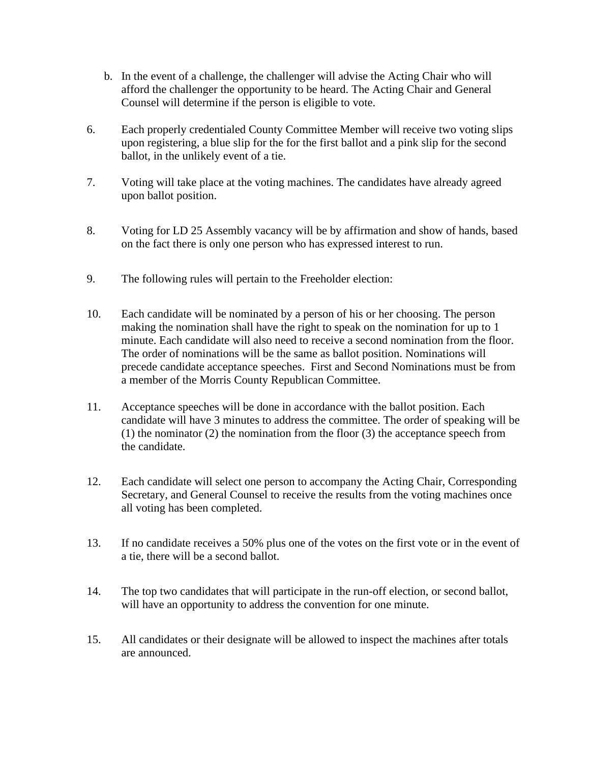b. In the event of a challenge, the challenger will advise the Acting Chair who will afford the challenger the opportunity to be heard. The Acting Chair and General Counsel will determine if the person is eligible to vote.

6. Each properly credentialed County Committee Member will receive two voting slips upon registering, a blue slip for the for the first ballot and a pink slip for the second ballot, in the unlikely event of a tie.

7. Voting will take place at the voting machines. The candidates have already agreed upon ballot position.

8. Voting for LD 25 Assembly vacancy will be by affirmation and show of hands, based on the fact there is only one person who has expressed interest to run.

9. The following rules will pertain to the Freeholder election:

10. Each candidate will be nominated by a person of his or her choosing. The person making the nomination shall have the right to speak on the nomination for up to 1 minute. Each candidate will also need to receive a second nomination from the floor. The order of nominations will be the same as ballot position. Nominations will precede candidate acceptance speeches. First and Second Nominations must be from a member of the Morris County Republican Committee.

11. Acceptance speeches will be done in accordance with the ballot position. Each candidate will have 3 minutes to address the committee. The order of speaking will be (1) the nominator (2) the nomination from the floor (3) the acceptance speech from the candidate.

12. Each candidate will select one person to accompany the Acting Chair, Corresponding Secretary, and General Counsel to receive the results from the voting machines once all voting has been completed.

13. If no candidate receives a 50% plus one of the votes on the first vote or in the event of a tie, there will be a second ballot.

14. The top two candidates that will participate in the run-off election, or second ballot, will have an opportunity to address the convention for one minute.

15. All candidates or their designate will be allowed to inspect the machines after totals are announced.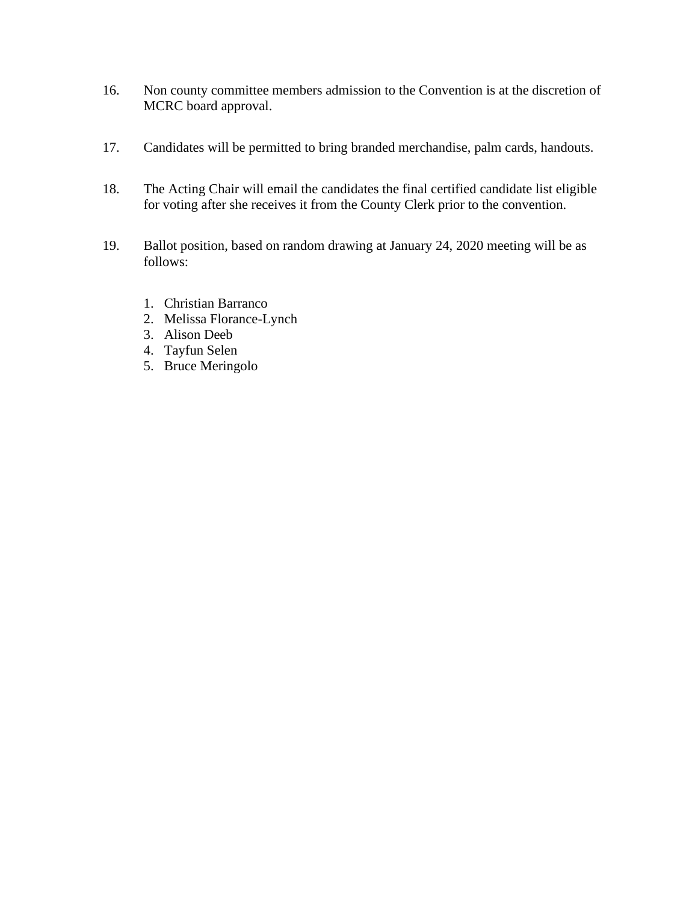16. Non county committee members admission to the Convention is at the discretion of MCRC board approval.

17. Candidates will be permitted to bring branded merchandise, palm cards, handouts.

18. The Acting Chair will email the candidates the final certified candidate list eligible for voting after she receives it from the County Clerk prior to the convention.

19. Ballot position, based on random drawing at January 24, 2020 meeting will be as follows:

    1. Christian Barranco
    2. Melissa Florance-Lynch
    3. Alison Deeb
    4. Tayfun Selen
    5. Bruce Meringolo